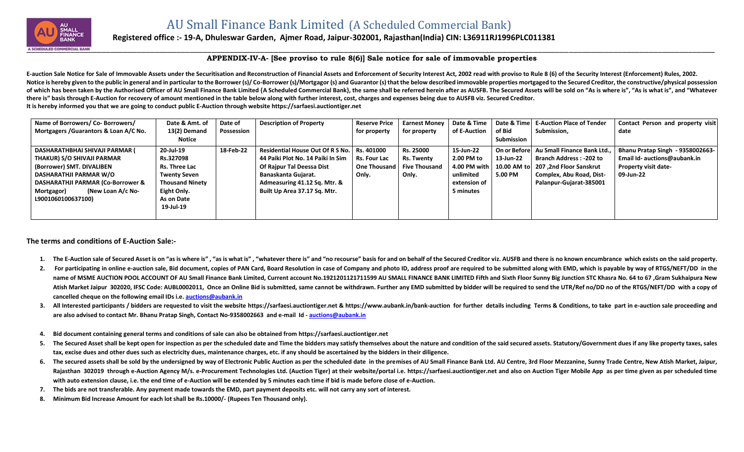# AU Small Finance Bank Limited (A Scheduled Commercial Bank)

**Registered office :- 19-A, Dhuleswar Garden, Ajmer Road, Jaipur-302001, Rajasthan(India) CIN: L36911RJ1996PLC011381**

## APPENDIX-IV-A- [See proviso to rule 8(6)] Sale notice for sale of immovable properties

**E-auction Sale Notice for Sale of Immovable Assets under the Securitisation and Reconstruction of Financial Assets and Enforcement of Security Interest Act, 2002 read with proviso to Rule 8 (6) of the Security Interest (Enforcement) Rules, 2002.**
**Notice is hereby given to the public in general and in particular to the Borrower (s)/ Co-Borrower (s)/Mortgagor (s) and Guarantor (s) that the below described immovable properties mortgaged to the Secured Creditor, the constructive/physical possession of which has been taken by the Authorised Officer of AU Small Finance Bank Limited {A Scheduled Commercial Bank}, the same shall be referred herein after as AUSFB. The Secured Assets will be sold on "As is where is", "As is what is", and "Whatever there is" basis through E-Auction for recovery of amount mentioned in the table below along with further interest, cost, charges and expenses being due to AUSFB viz. Secured Creditor.**
**It is hereby informed you that we are going to conduct public E-Auction through website https://sarfaesi.auctiontiger.net**

| Name of Borrowers/ Co- Borrowers/ Mortgagers /Guarantors & Loan A/C No. | Date & Amt. of 13(2) Demand Notice | Date of Possession | Description of Property | Reserve Price for property | Earnest Money for property | Date & Time of E-Auction | Date & Time of Bid Submission | E-Auction Place of Tender Submission, | Contact Person and property visit date |
|---|---|---|---|---|---|---|---|---|---|
| **DASHARATHBHAI SHIVAJI PARMAR ( THAKUR) S/O SHIVAJI PARMAR (Borrower) SMT. DIVALIBEN DASHARATHJI PARMAR W/O DASHARATHJI PARMAR (Co-Borrower & Mortgagor) (New Loan A/c No- L9001060100637100)** | **20-Jul-19 Rs.327098 Rs. Three Lac Twenty Seven Thousand Ninety Eight Only. As on Date 19-Jul-19** | **18-Feb-22** | **Residential House Out Of R S No. 44 Paiki Plot No. 14 Paiki In Sim Of Rajpur Tal Deessa Dist Banaskanta Gujarat. Admeasuring 41.12 Sq. Mtr. & Built Up Area 37.17 Sq. Mtr.** | **Rs. 401000 Rs. Four Lac One Thousand Only.** | **Rs. 25000 Rs. Twenty Five Thousand Only.** | **15-Jun-22 2.00 PM to 4.00 PM with unlimited extension of 5 minutes** | **On or Before 13-Jun-22 10.00 AM to 5.00 PM** | **Au Small Finance Bank Ltd., Branch Address : -202 to 207 ,2nd Floor Sanskrut Complex, Abu Road, Dist- Palanpur-Gujarat-385001** | **Bhanu Pratap Singh - 9358002663- Email Id- auctions@aubank.in Property visit date- 09-Jun-22** |

## The terms and conditions of E-Auction Sale:-

1. **The E-Auction sale of Secured Asset is on "as is where is" , "as is what is" , "whatever there is" and "no recourse" basis for and on behalf of the Secured Creditor viz. AUSFB and there is no known encumbrance which exists on the said property.**
2. **For participating in online e-auction sale, Bid document, copies of PAN Card, Board Resolution in case of Company and photo ID, address proof are required to be submitted along with EMD, which is payable by way of RTGS/NEFT/DD in the name of MSME AUCTION POOL ACCOUNT OF AU Small Finance Bank Limited, Current account No.1921201121711599 AU SMALL FINANCE BANK LIMITED Fifth and Sixth Floor Sunny Big Junction STC Khasra No. 64 to 67 ,Gram Sukhaipura New Atish Market Jaipur 302020, IFSC Code: AUBL0002011, Once an Online Bid is submitted, same cannot be withdrawn. Further any EMD submitted by bidder will be required to send the UTR/Ref no/DD no of the RTGS/NEFT/DD with a copy of cancelled cheque on the following email IDs i.e. auctions@aubank.in**
3. **All Interested participants / bidders are requested to visit the website https://sarfaesi.auctiontiger.net & https://www.aubank.in/bank-auction for further details including Terms & Conditions, to take part in e-auction sale proceeding and are also advised to contact Mr. Bhanu Pratap Singh, Contact No-9358002663 and e-mail Id - auctions@aubank.in**
4. **Bid document containing general terms and conditions of sale can also be obtained from https://sarfaesi.auctiontiger.net**
5. **The Secured Asset shall be kept open for inspection as per the scheduled date and Time the bidders may satisfy themselves about the nature and condition of the said secured assets. Statutory/Government dues if any like property taxes, sales tax, excise dues and other dues such as electricity dues, maintenance charges, etc. if any should be ascertained by the bidders in their diligence.**
6. **The secured assets shall be sold by the undersigned by way of Electronic Public Auction as per the scheduled date in the premises of AU Small Finance Bank Ltd. AU Centre, 3rd Floor Mezzanine, Sunny Trade Centre, New Atish Market, Jaipur, Rajasthan 302019 through e-Auction Agency M/s. e-Procurement Technologies Ltd. (Auction Tiger) at their website/portal i.e. https://sarfaesi.auctiontiger.net and also on Auction Tiger Mobile App as per time given as per scheduled time with auto extension clause, i.e. the end time of e-Auction will be extended by 5 minutes each time if bid is made before close of e-Auction.**
7. **The bids are not transferable. Any payment made towards the EMD, part payment deposits etc. will not carry any sort of interest.**
8. **Minimum Bid Increase Amount for each lot shall be Rs.10000/- (Rupees Ten Thousand only).**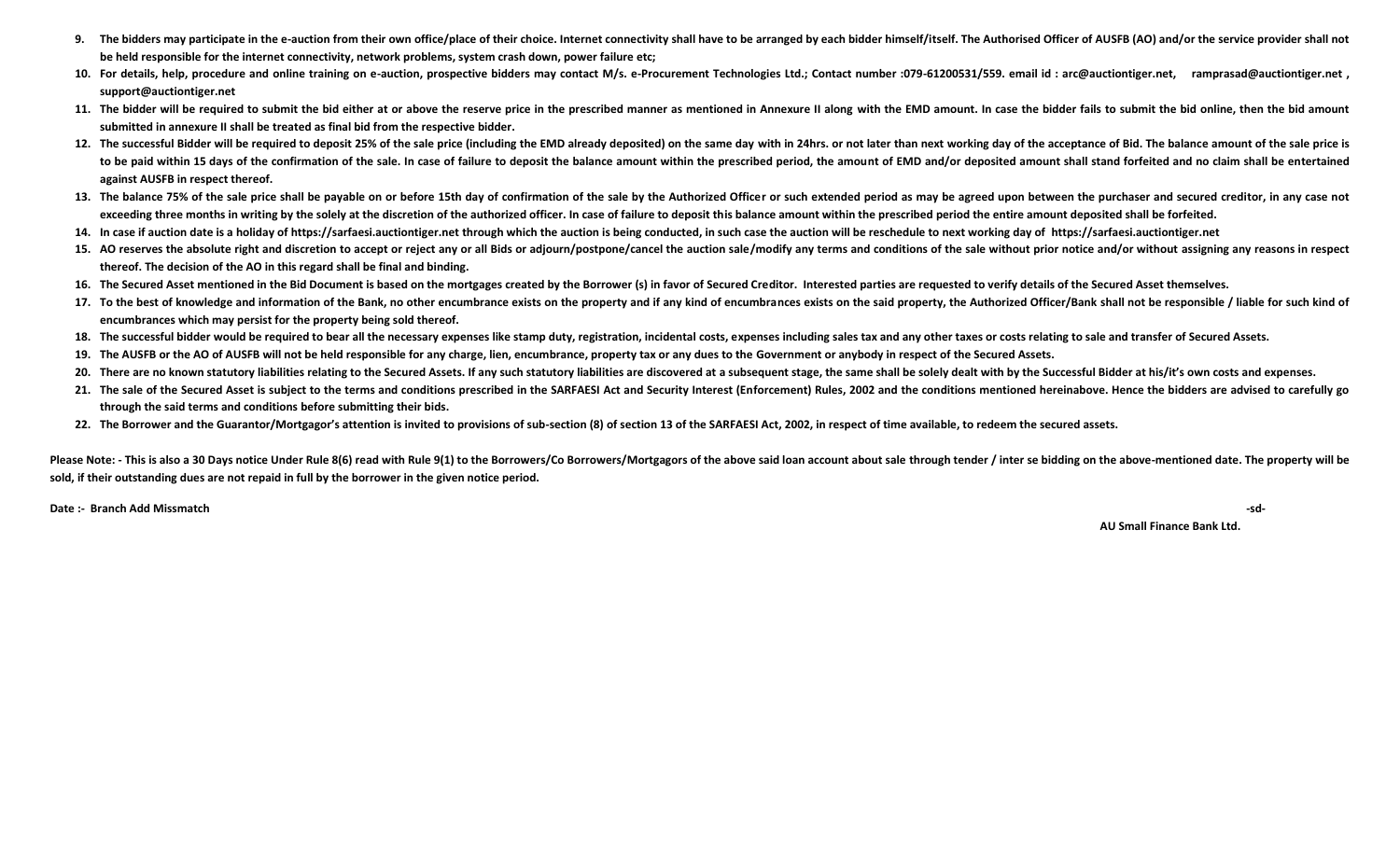9. **The bidders may participate in the e-auction from their own office/place of their choice. Internet connectivity shall have to be arranged by each bidder himself/itself. The Authorised Officer of AUSFB (AO) and/or the service provider shall not be held responsible for the internet connectivity, network problems, system crash down, power failure etc;**
10. **For details, help, procedure and online training on e-auction, prospective bidders may contact M/s. e-Procurement Technologies Ltd.; Contact number :079-61200531/559. email id : arc@auctiontiger.net, ramprasad@auctiontiger.net , support@auctiontiger.net**
11. **The bidder will be required to submit the bid either at or above the reserve price in the prescribed manner as mentioned in Annexure II along with the EMD amount. In case the bidder fails to submit the bid online, then the bid amount submitted in annexure II shall be treated as final bid from the respective bidder.**
12. **The successful Bidder will be required to deposit 25% of the sale price (including the EMD already deposited) on the same day with in 24hrs. or not later than next working day of the acceptance of Bid. The balance amount of the sale price is to be paid within 15 days of the confirmation of the sale. In case of failure to deposit the balance amount within the prescribed period, the amount of EMD and/or deposited amount shall stand forfeited and no claim shall be entertained against AUSFB in respect thereof.**
13. **The balance 75% of the sale price shall be payable on or before 15th day of confirmation of the sale by the Authorized Officer or such extended period as may be agreed upon between the purchaser and secured creditor, in any case not exceeding three months in writing by the solely at the discretion of the authorized officer. In case of failure to deposit this balance amount within the prescribed period the entire amount deposited shall be forfeited.**
14. **In case if auction date is a holiday of https://sarfaesi.auctiontiger.net through which the auction is being conducted, in such case the auction will be reschedule to next working day of https://sarfaesi.auctiontiger.net**
15. **AO reserves the absolute right and discretion to accept or reject any or all Bids or adjourn/postpone/cancel the auction sale/modify any terms and conditions of the sale without prior notice and/or without assigning any reasons in respect thereof. The decision of the AO in this regard shall be final and binding.**
16. **The Secured Asset mentioned in the Bid Document is based on the mortgages created by the Borrower (s) in favor of Secured Creditor. Interested parties are requested to verify details of the Secured Asset themselves.**
17. **To the best of knowledge and information of the Bank, no other encumbrance exists on the property and if any kind of encumbrances exists on the said property, the Authorized Officer/Bank shall not be responsible / liable for such kind of encumbrances which may persist for the property being sold thereof.**
18. **The successful bidder would be required to bear all the necessary expenses like stamp duty, registration, incidental costs, expenses including sales tax and any other taxes or costs relating to sale and transfer of Secured Assets.**
19. **The AUSFB or the AO of AUSFB will not be held responsible for any charge, lien, encumbrance, property tax or any dues to the Government or anybody in respect of the Secured Assets.**
20. **There are no known statutory liabilities relating to the Secured Assets. If any such statutory liabilities are discovered at a subsequent stage, the same shall be solely dealt with by the Successful Bidder at his/it's own costs and expenses.**
21. **The sale of the Secured Asset is subject to the terms and conditions prescribed in the SARFAESI Act and Security Interest (Enforcement) Rules, 2002 and the conditions mentioned hereinabove. Hence the bidders are advised to carefully go through the said terms and conditions before submitting their bids.**
22. **The Borrower and the Guarantor/Mortgagor's attention is invited to provisions of sub-section (8) of section 13 of the SARFAESI Act, 2002, in respect of time available, to redeem the secured assets.**

**Please Note: - This is also a 30 Days notice Under Rule 8(6) read with Rule 9(1) to the Borrowers/Co Borrowers/Mortgagors of the above said loan account about sale through tender / inter se bidding on the above-mentioned date. The property will be sold, if their outstanding dues are not repaid in full by the borrower in the given notice period.**

**Date :- Branch Add Missmatch**

**-sd-**

**AU Small Finance Bank Ltd.**